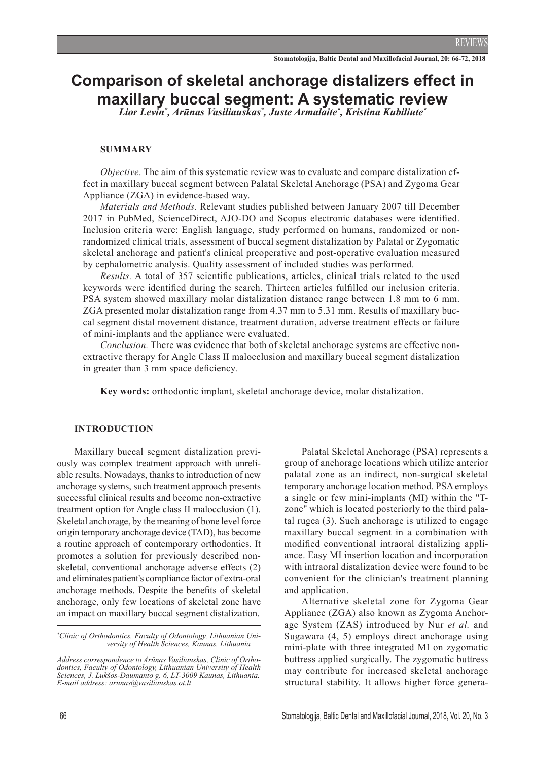# Comparison of skeletal anchorage distalizers effect in maxillary buccal segment: A systematic review

*Lior Levin*[*]*, Arūnas Vasiliauskas*[*]*, Juste Armalaite*[*]*, Kristina Kubiliute*[*]

## SUMMARY

*Objective*. The aim of this systematic review was to evaluate and compare distalization effect in maxillary buccal segment between Palatal Skeletal Anchorage (PSA) and Zygoma Gear Appliance (ZGA) in evidence-based way.

*Materials and Methods.* Relevant studies published between January 2007 till December 2017 in PubMed, ScienceDirect, AJO-DO and Scopus electronic databases were identified. Inclusion criteria were: English language, study performed on humans, randomized or non-randomized clinical trials, assessment of buccal segment distalization by Palatal or Zygomatic skeletal anchorage and patient's clinical preoperative and post-operative evaluation measured by cephalometric analysis. Quality assessment of included studies was performed.

*Results.* A total of 357 scientific publications, articles, clinical trials related to the used keywords were identified during the search. Thirteen articles fulfilled our inclusion criteria. PSA system showed maxillary molar distalization distance range between 1.8 mm to 6 mm. ZGA presented molar distalization range from 4.37 mm to 5.31 mm. Results of maxillary buccal segment distal movement distance, treatment duration, adverse treatment effects or failure of mini-implants and the appliance were evaluated.

*Conclusion.* There was evidence that both of skeletal anchorage systems are effective non-extractive therapy for Angle Class II malocclusion and maxillary buccal segment distalization in greater than 3 mm space deficiency.

**Key words:** orthodontic implant, skeletal anchorage device, molar distalization.

## INTRODUCTION

Maxillary buccal segment distalization previously was complex treatment approach with unreliable results. Nowadays, thanks to introduction of new anchorage systems, such treatment approach presents successful clinical results and become non-extractive treatment option for Angle class II malocclusion (1). Skeletal anchorage, by the meaning of bone level force origin temporary anchorage device (TAD), has become a routine approach of contemporary orthodontics. It promotes a solution for previously described non-skeletal, conventional anchorage adverse effects (2) and eliminates patient's compliance factor of extra-oral anchorage methods. Despite the benefits of skeletal anchorage, only few locations of skeletal zone have an impact on maxillary buccal segment distalization.

[*]*Clinic of Orthodontics, Faculty of Odontology, Lithuanian University of Health Sciences, Kaunas, Lithuania*

*Address correspondence to Arūnas Vasiliauskas, Clinic of Orthodontics, Faculty of Odontology, Lithuanian University of Health Sciences, J. Lukšos-Daumanto g. 6, LT-3009 Kaunas, Lithuania. E-mail address: arunas@vasiliauskas.ot.lt*

Palatal Skeletal Anchorage (PSA) represents a group of anchorage locations which utilize anterior palatal zone as an indirect, non-surgical skeletal temporary anchorage location method. PSA employs a single or few mini-implants (MI) within the "T-zone" which is located posteriorly to the third palatal rugea (3). Such anchorage is utilized to engage maxillary buccal segment in a combination with modified conventional intraoral distalizing appliance. Easy MI insertion location and incorporation with intraoral distalization device were found to be convenient for the clinician's treatment planning and application.

Alternative skeletal zone for Zygoma Gear Appliance (ZGA) also known as Zygoma Anchorage System (ZAS) introduced by Nur *et al.* and Sugawara (4, 5) employs direct anchorage using mini-plate with three integrated MI on zygomatic buttress applied surgically. The zygomatic buttress may contribute for increased skeletal anchorage structural stability. It allows higher force genera-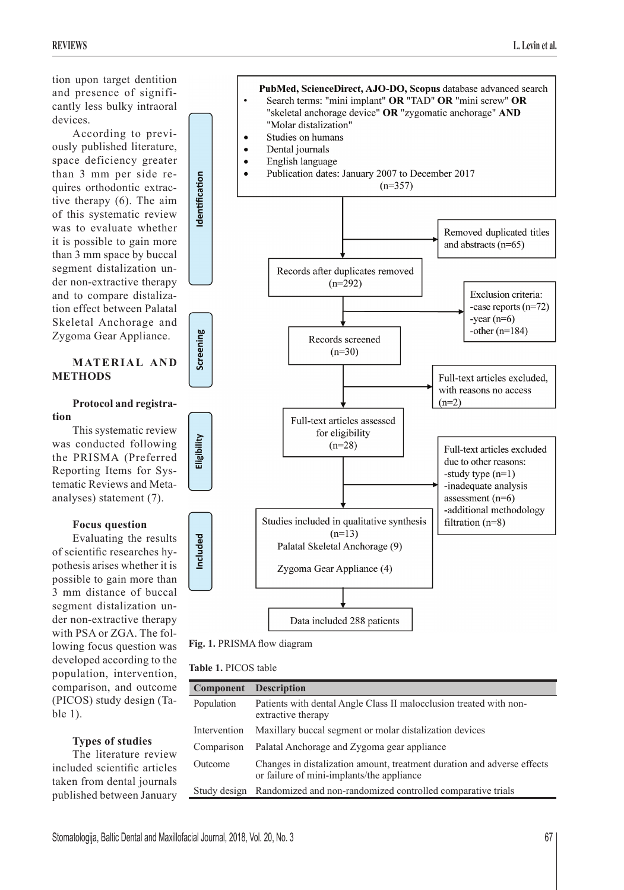tion upon target dentition and presence of significantly less bulky intraoral devices.

According to previously published literature, space deficiency greater than 3 mm per side requires orthodontic extractive therapy (6). The aim of this systematic review was to evaluate whether it is possible to gain more than 3 mm space by buccal segment distalization under non-extractive therapy and to compare distalization effect between Palatal Skeletal Anchorage and Zygoma Gear Appliance.

## MATERIAL AND METHODS

### Protocol and registration

This systematic review was conducted following the PRISMA (Preferred Reporting Items for Systematic Reviews and Meta-analyses) statement (7).

### Focus question

Evaluating the results of scientific researches hypothesis arises whether it is possible to gain more than 3 mm distance of buccal segment distalization under non-extractive therapy with PSA or ZGA. The following focus question was developed according to the population, intervention, comparison, and outcome (PICOS) study design (Table 1).

### Types of studies

The literature review included scientific articles taken from dental journals published between January

**Identification**

**PubMed, ScienceDirect, AJO-DO, Scopus** database advanced search
- Search terms: "mini implant" **OR** "TAD" **OR** "mini screw" **OR** "skeletal anchorage device" **OR** "zygomatic anchorage" **AND** "Molar distalization"
- Studies on humans
- Dental journals
- English language
- Publication dates: January 2007 to December 2017

(n=357)

→ Removed duplicated titles and abstracts (n=65)

Records after duplicates removed (n=292)

→ Exclusion criteria: -case reports (n=72) -year (n=6) -other (n=184)

**Screening**

Records screened (n=30)

→ Full-text articles excluded, with reasons no access (n=2)

**Eligibility**

Full-text articles assessed for eligibility (n=28)

→ Full-text articles excluded due to other reasons: -study type (n=1) -inadequate analysis assessment (n=6) -additional methodology filtration (n=8)

**Included**

Studies included in qualitative synthesis (n=13)
Palatal Skeletal Anchorage (9)
Zygoma Gear Appliance (4)

Data included 288 patients

**Fig. 1.** PRISMA flow diagram

**Table 1.** PICOS table

| Component | Description |
|---|---|
| Population | Patients with dental Angle Class II malocclusion treated with non-extractive therapy |
| Intervention | Maxillary buccal segment or molar distalization devices |
| Comparison | Palatal Anchorage and Zygoma gear appliance |
| Outcome | Changes in distalization amount, treatment duration and adverse effects or failure of mini-implants/the appliance |
| Study design | Randomized and non-randomized controlled comparative trials |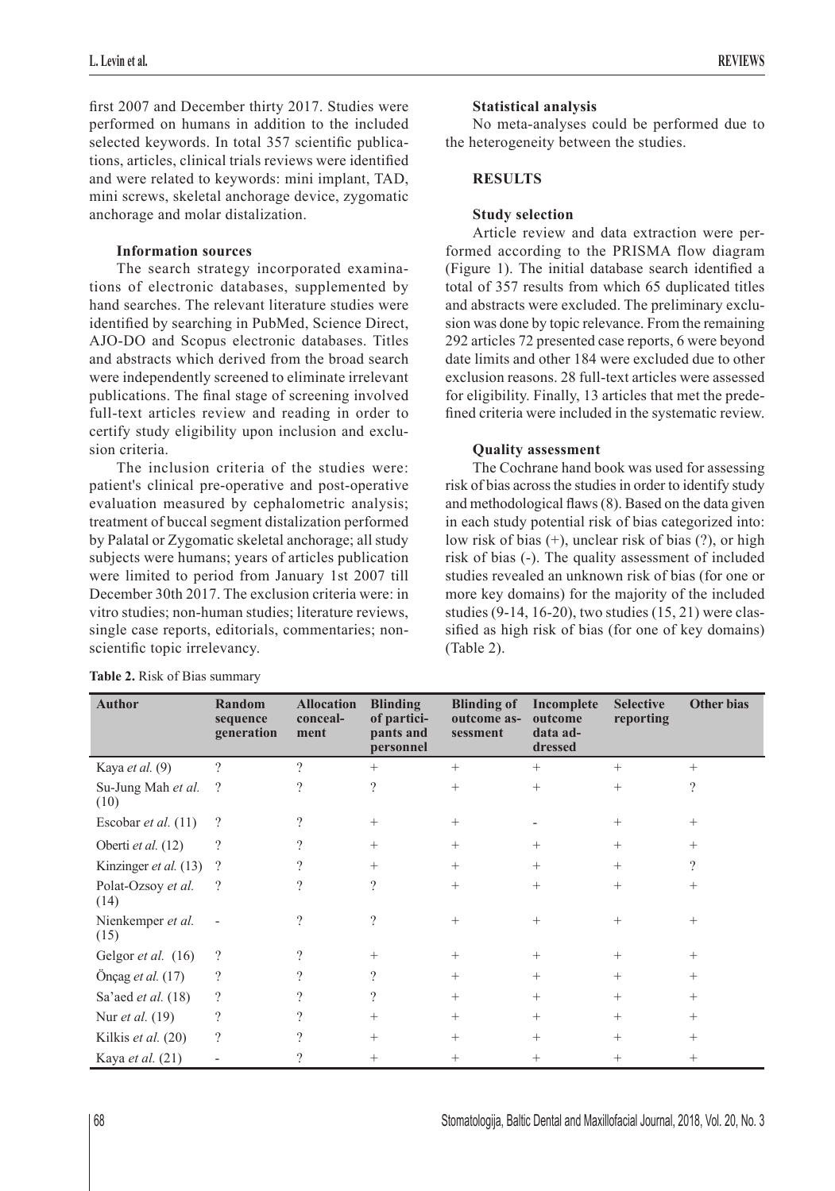first 2007 and December thirty 2017. Studies were performed on humans in addition to the included selected keywords. In total 357 scientific publications, articles, clinical trials reviews were identified and were related to keywords: mini implant, TAD, mini screws, skeletal anchorage device, zygomatic anchorage and molar distalization.

### Information sources

The search strategy incorporated examinations of electronic databases, supplemented by hand searches. The relevant literature studies were identified by searching in PubMed, Science Direct, AJO-DO and Scopus electronic databases. Titles and abstracts which derived from the broad search were independently screened to eliminate irrelevant publications. The final stage of screening involved full-text articles review and reading in order to certify study eligibility upon inclusion and exclusion criteria.

The inclusion criteria of the studies were: patient's clinical pre-operative and post-operative evaluation measured by cephalometric analysis; treatment of buccal segment distalization performed by Palatal or Zygomatic skeletal anchorage; all study subjects were humans; years of articles publication were limited to period from January 1st 2007 till December 30th 2017. The exclusion criteria were: in vitro studies; non-human studies; literature reviews, single case reports, editorials, commentaries; non-scientific topic irrelevancy.

### Statistical analysis

No meta-analyses could be performed due to the heterogeneity between the studies.

## RESULTS

### Study selection

Article review and data extraction were performed according to the PRISMA flow diagram (Figure 1). The initial database search identified a total of 357 results from which 65 duplicated titles and abstracts were excluded. The preliminary exclusion was done by topic relevance. From the remaining 292 articles 72 presented case reports, 6 were beyond date limits and other 184 were excluded due to other exclusion reasons. 28 full-text articles were assessed for eligibility. Finally, 13 articles that met the predefined criteria were included in the systematic review.

### Quality assessment

The Cochrane hand book was used for assessing risk of bias across the studies in order to identify study and methodological flaws (8). Based on the data given in each study potential risk of bias categorized into: low risk of bias (+), unclear risk of bias (?), or high risk of bias (-). The quality assessment of included studies revealed an unknown risk of bias (for one or more key domains) for the majority of the included studies (9-14, 16-20), two studies (15, 21) were classified as high risk of bias (for one of key domains) (Table 2).

**Table 2.** Risk of Bias summary

| Author | Random sequence generation | Allocation concealment | Blinding of participants and personnel | Blinding of outcome assessment | Incomplete outcome data addressed | Selective reporting | Other bias |
|---|---|---|---|---|---|---|---|
| Kaya *et al.* (9) | ? | ? | + | + | + | + | + |
| Su-Jung Mah *et al.* (10) | ? | ? | ? | + | + | + | ? |
| Escobar *et al.* (11) | ? | ? | + | + | - | + | + |
| Oberti *et al.* (12) | ? | ? | + | + | + | + | + |
| Kinzinger *et al.* (13) | ? | ? | + | + | + | + | ? |
| Polat-Ozsoy *et al.* (14) | ? | ? | ? | + | + | + | + |
| Nienkemper *et al.* (15) | - | ? | ? | + | + | + | + |
| Gelgor *et al.* (16) | ? | ? | + | + | + | + | + |
| Önçag *et al.* (17) | ? | ? | ? | + | + | + | + |
| Sa'aed *et al.* (18) | ? | ? | ? | + | + | + | + |
| Nur *et al.* (19) | ? | ? | + | + | + | + | + |
| Kilkis *et al.* (20) | ? | ? | + | + | + | + | + |
| Kaya *et al.* (21) | - | ? | + | + | + | + | + |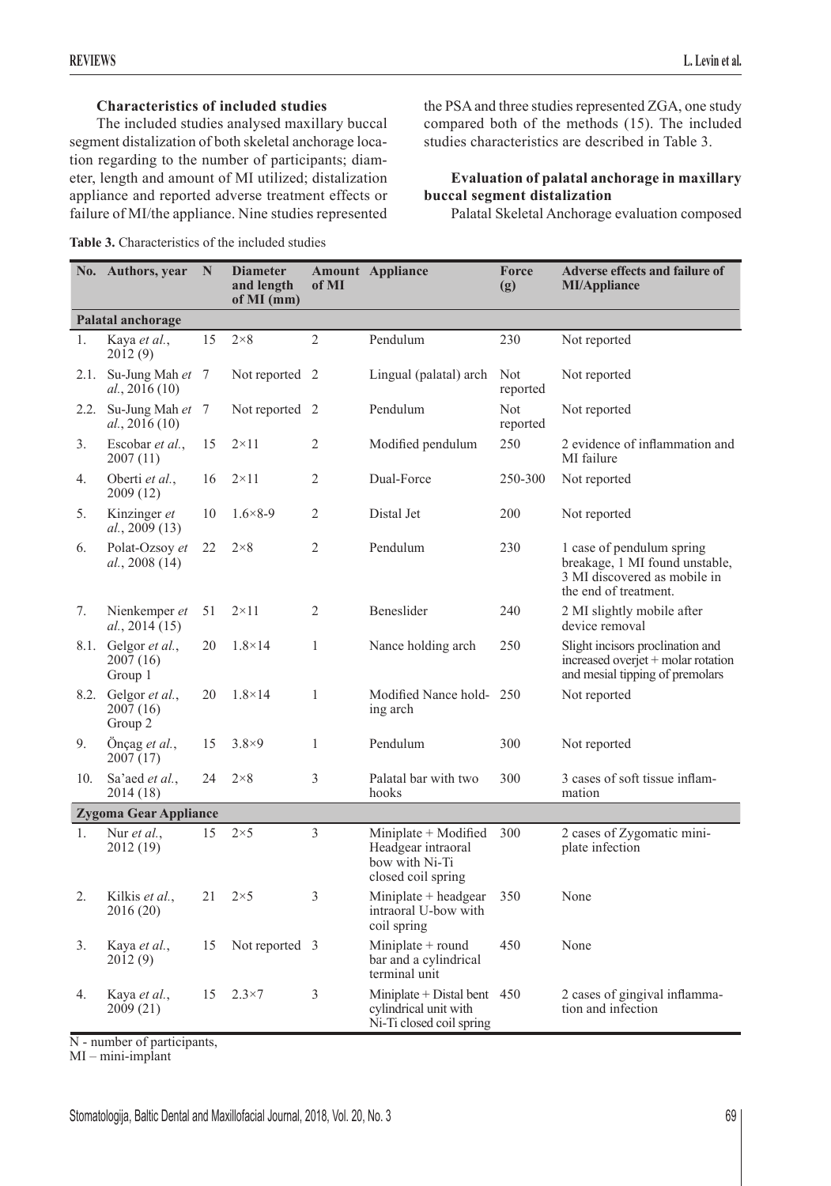**Characteristics of included studies**

The included studies analysed maxillary buccal segment distalization of both skeletal anchorage location regarding to the number of participants; diameter, length and amount of MI utilized; distalization appliance and reported adverse treatment effects or failure of MI/the appliance. Nine studies represented the PSA and three studies represented ZGA, one study compared both of the methods (15). The included studies characteristics are described in Table 3.

**Evaluation of palatal anchorage in maxillary buccal segment distalization**

Palatal Skeletal Anchorage evaluation composed

**Table 3.** Characteristics of the included studies

| No. | Authors, year | N | Diameter and length of MI (mm) | Amount of MI | Appliance | Force (g) | Adverse effects and failure of MI/Appliance |
|---|---|---|---|---|---|---|---|
| **Palatal anchorage** | | | | | | | |
| 1. | Kaya *et al.*, 2012 (9) | 15 | 2×8 | 2 | Pendulum | 230 | Not reported |
| 2.1. | Su-Jung Mah *et al.*, 2016 (10) | 7 | Not reported | 2 | Lingual (palatal) arch | Not reported | Not reported |
| 2.2. | Su-Jung Mah *et al.*, 2016 (10) | 7 | Not reported | 2 | Pendulum | Not reported | Not reported |
| 3. | Escobar *et al.*, 2007 (11) | 15 | 2×11 | 2 | Modified pendulum | 250 | 2 evidence of inflammation and MI failure |
| 4. | Oberti *et al.*, 2009 (12) | 16 | 2×11 | 2 | Dual-Force | 250-300 | Not reported |
| 5. | Kinzinger *et al.*, 2009 (13) | 10 | 1.6×8-9 | 2 | Distal Jet | 200 | Not reported |
| 6. | Polat-Ozsoy *et al.*, 2008 (14) | 22 | 2×8 | 2 | Pendulum | 230 | 1 case of pendulum spring breakage, 1 MI found unstable, 3 MI discovered as mobile in the end of treatment. |
| 7. | Nienkemper *et al.*, 2014 (15) | 51 | 2×11 | 2 | Beneslider | 240 | 2 MI slightly mobile after device removal |
| 8.1. | Gelgor *et al.*, 2007 (16) Group 1 | 20 | 1.8×14 | 1 | Nance holding arch | 250 | Slight incisors proclination and increased overjet + molar rotation and mesial tipping of premolars |
| 8.2. | Gelgor *et al.*, 2007 (16) Group 2 | 20 | 1.8×14 | 1 | Modified Nance holding arch | 250 | Not reported |
| 9. | Önçag *et al.*, 2007 (17) | 15 | 3.8×9 | 1 | Pendulum | 300 | Not reported |
| 10. | Sa'aed *et al.*, 2014 (18) | 24 | 2×8 | 3 | Palatal bar with two hooks | 300 | 3 cases of soft tissue inflammation |
| **Zygoma Gear Appliance** | | | | | | | |
| 1. | Nur *et al.*, 2012 (19) | 15 | 2×5 | 3 | Miniplate + Modified Headgear intraoral bow with Ni-Ti closed coil spring | 300 | 2 cases of Zygomatic miniplate infection |
| 2. | Kilkis *et al.*, 2016 (20) | 21 | 2×5 | 3 | Miniplate + headgear intraoral U-bow with coil spring | 350 | None |
| 3. | Kaya *et al.*, 2012 (9) | 15 | Not reported | 3 | Miniplate + round bar and a cylindrical terminal unit | 450 | None |
| 4. | Kaya *et al.*, 2009 (21) | 15 | 2.3×7 | 3 | Miniplate + Distal bent cylindrical unit with Ni-Ti closed coil spring | 450 | 2 cases of gingival inflammation and infection |

N - number of participants,
MI – mini-implant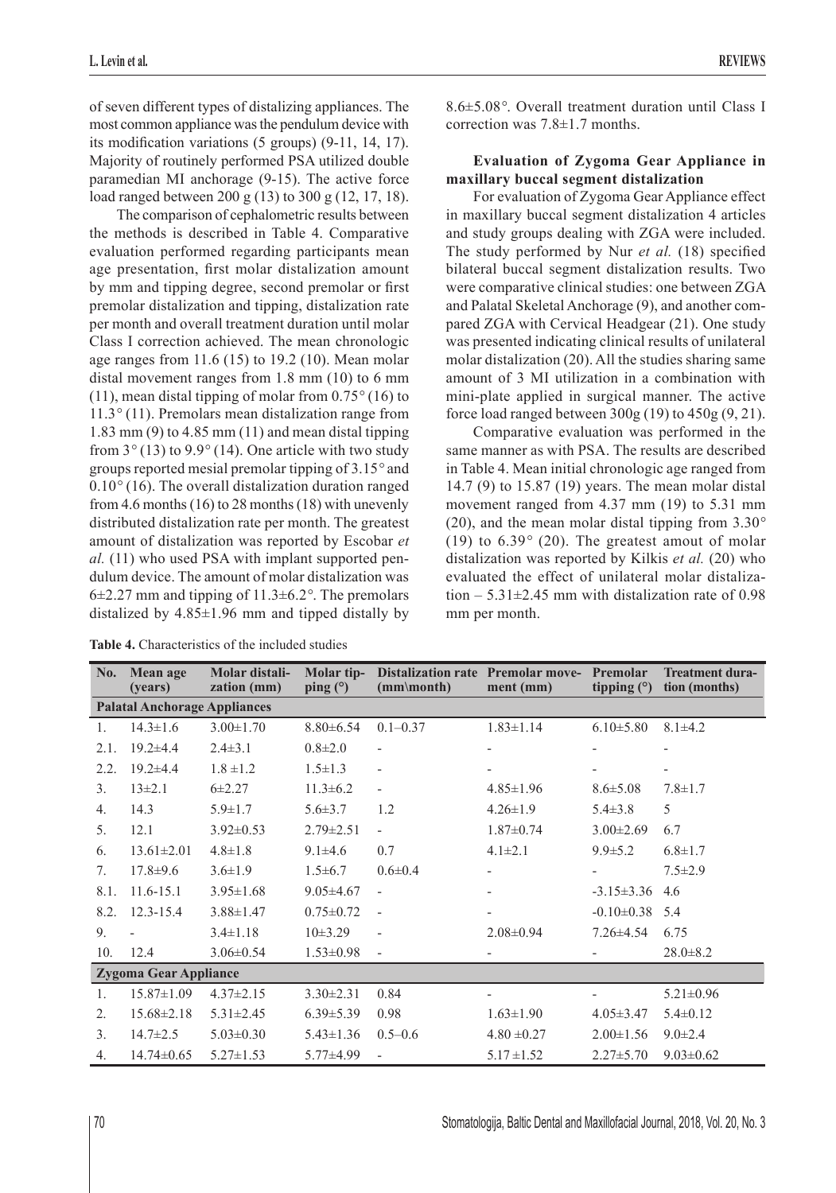of seven different types of distalizing appliances. The most common appliance was the pendulum device with its modification variations (5 groups) (9-11, 14, 17). Majority of routinely performed PSA utilized double paramedian MI anchorage (9-15). The active force load ranged between 200 g (13) to 300 g (12, 17, 18).

The comparison of cephalometric results between the methods is described in Table 4. Comparative evaluation performed regarding participants mean age presentation, first molar distalization amount by mm and tipping degree, second premolar or first premolar distalization and tipping, distalization rate per month and overall treatment duration until molar Class I correction achieved. The mean chronologic age ranges from 11.6 (15) to 19.2 (10). Mean molar distal movement ranges from 1.8 mm (10) to 6 mm (11), mean distal tipping of molar from 0.75° (16) to 11.3° (11). Premolars mean distalization range from 1.83 mm (9) to 4.85 mm (11) and mean distal tipping from 3° (13) to 9.9° (14). One article with two study groups reported mesial premolar tipping of 3.15° and 0.10° (16). The overall distalization duration ranged from 4.6 months (16) to 28 months (18) with unevenly distributed distalization rate per month. The greatest amount of distalization was reported by Escobar *et al.* (11) who used PSA with implant supported pendulum device. The amount of molar distalization was 6±2.27 mm and tipping of 11.3±6.2°. The premolars distalized by 4.85±1.96 mm and tipped distally by 8.6±5.08°. Overall treatment duration until Class I correction was 7.8±1.7 months.

**Evaluation of Zygoma Gear Appliance in maxillary buccal segment distalization**

For evaluation of Zygoma Gear Appliance effect in maxillary buccal segment distalization 4 articles and study groups dealing with ZGA were included. The study performed by Nur *et al.* (18) specified bilateral buccal segment distalization results. Two were comparative clinical studies: one between ZGA and Palatal Skeletal Anchorage (9), and another compared ZGA with Cervical Headgear (21). One study was presented indicating clinical results of unilateral molar distalization (20). All the studies sharing same amount of 3 MI utilization in a combination with mini-plate applied in surgical manner. The active force load ranged between 300g (19) to 450g (9, 21).

Comparative evaluation was performed in the same manner as with PSA. The results are described in Table 4. Mean initial chronologic age ranged from 14.7 (9) to 15.87 (19) years. The mean molar distal movement ranged from 4.37 mm (19) to 5.31 mm (20), and the mean molar distal tipping from 3.30° (19) to 6.39° (20). The greatest amout of molar distalization was reported by Kilkis *et al.* (20) who evaluated the effect of unilateral molar distalization – 5.31±2.45 mm with distalization rate of 0.98 mm per month.

**Table 4.** Characteristics of the included studies

| No. | Mean age (years) | Molar distalization (mm) | Molar tipping (°) | Distalization rate (mm\month) | Premolar movement (mm) | Premolar tipping (°) | Treatment duration (months) |
|---|---|---|---|---|---|---|---|
| **Palatal Anchorage Appliances** | | | | | | | |
| 1. | 14.3±1.6 | 3.00±1.70 | 8.80±6.54 | 0.1–0.37 | 1.83±1.14 | 6.10±5.80 | 8.1±4.2 |
| 2.1. | 19.2±4.4 | 2.4±3.1 | 0.8±2.0 | - | - | - | - |
| 2.2. | 19.2±4.4 | 1.8 ±1.2 | 1.5±1.3 | - | - | - | - |
| 3. | 13±2.1 | 6±2.27 | 11.3±6.2 | - | 4.85±1.96 | 8.6±5.08 | 7.8±1.7 |
| 4. | 14.3 | 5.9±1.7 | 5.6±3.7 | 1.2 | 4.26±1.9 | 5.4±3.8 | 5 |
| 5. | 12.1 | 3.92±0.53 | 2.79±2.51 | - | 1.87±0.74 | 3.00±2.69 | 6.7 |
| 6. | 13.61±2.01 | 4.8±1.8 | 9.1±4.6 | 0.7 | 4.1±2.1 | 9.9±5.2 | 6.8±1.7 |
| 7. | 17.8±9.6 | 3.6±1.9 | 1.5±6.7 | 0.6±0.4 | - | - | 7.5±2.9 |
| 8.1. | 11.6-15.1 | 3.95±1.68 | 9.05±4.67 | - | - | -3.15±3.36 | 4.6 |
| 8.2. | 12.3-15.4 | 3.88±1.47 | 0.75±0.72 | - | - | -0.10±0.38 | 5.4 |
| 9. | - | 3.4±1.18 | 10±3.29 | - | 2.08±0.94 | 7.26±4.54 | 6.75 |
| 10. | 12.4 | 3.06±0.54 | 1.53±0.98 | - | - | - | 28.0±8.2 |
| **Zygoma Gear Appliance** | | | | | | | |
| 1. | 15.87±1.09 | 4.37±2.15 | 3.30±2.31 | 0.84 | - | - | 5.21±0.96 |
| 2. | 15.68±2.18 | 5.31±2.45 | 6.39±5.39 | 0.98 | 1.63±1.90 | 4.05±3.47 | 5.4±0.12 |
| 3. | 14.7±2.5 | 5.03±0.30 | 5.43±1.36 | 0.5–0.6 | 4.80 ±0.27 | 2.00±1.56 | 9.0±2.4 |
| 4. | 14.74±0.65 | 5.27±1.53 | 5.77±4.99 | - | 5.17 ±1.52 | 2.27±5.70 | 9.03±0.62 |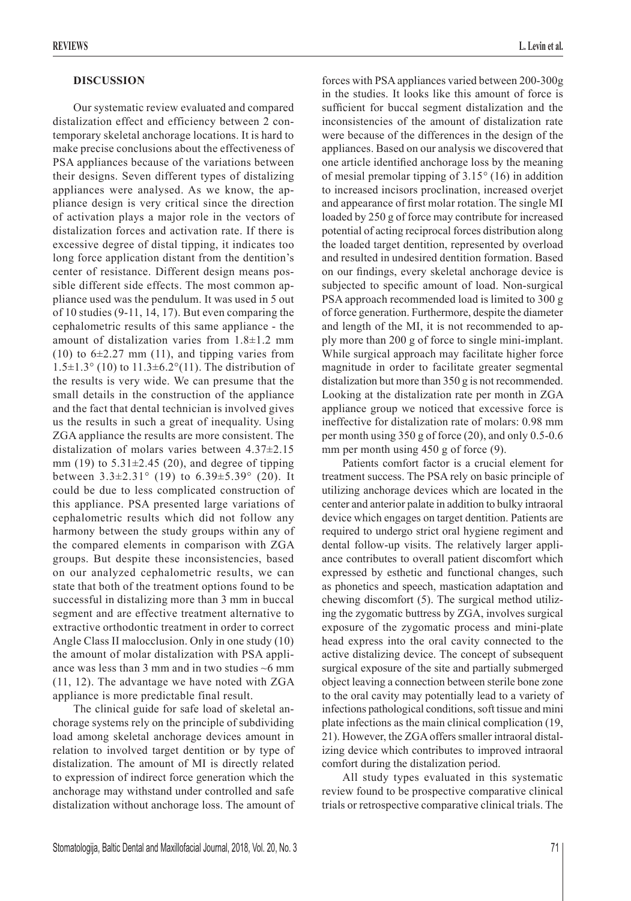## DISCUSSION

Our systematic review evaluated and compared distalization effect and efficiency between 2 contemporary skeletal anchorage locations. It is hard to make precise conclusions about the effectiveness of PSA appliances because of the variations between their designs. Seven different types of distalizing appliances were analysed. As we know, the appliance design is very critical since the direction of activation plays a major role in the vectors of distalization forces and activation rate. If there is excessive degree of distal tipping, it indicates too long force application distant from the dentition's center of resistance. Different design means possible different side effects. The most common appliance used was the pendulum. It was used in 5 out of 10 studies (9-11, 14, 17). But even comparing the cephalometric results of this same appliance - the amount of distalization varies from 1.8±1.2 mm (10) to 6±2.27 mm (11), and tipping varies from 1.5±1.3° (10) to 11.3±6.2°(11). The distribution of the results is very wide. We can presume that the small details in the construction of the appliance and the fact that dental technician is involved gives us the results in such a great of inequality. Using ZGA appliance the results are more consistent. The distalization of molars varies between 4.37±2.15 mm (19) to 5.31±2.45 (20), and degree of tipping between 3.3±2.31° (19) to 6.39±5.39° (20). It could be due to less complicated construction of this appliance. PSA presented large variations of cephalometric results which did not follow any harmony between the study groups within any of the compared elements in comparison with ZGA groups. But despite these inconsistencies, based on our analyzed cephalometric results, we can state that both of the treatment options found to be successful in distalizing more than 3 mm in buccal segment and are effective treatment alternative to extractive orthodontic treatment in order to correct Angle Class II malocclusion. Only in one study (10) the amount of molar distalization with PSA appliance was less than 3 mm and in two studies ~6 mm (11, 12). The advantage we have noted with ZGA appliance is more predictable final result.

The clinical guide for safe load of skeletal anchorage systems rely on the principle of subdividing load among skeletal anchorage devices amount in relation to involved target dentition or by type of distalization. The amount of MI is directly related to expression of indirect force generation which the anchorage may withstand under controlled and safe distalization without anchorage loss. The amount of forces with PSA appliances varied between 200-300g in the studies. It looks like this amount of force is sufficient for buccal segment distalization and the inconsistencies of the amount of distalization rate were because of the differences in the design of the appliances. Based on our analysis we discovered that one article identified anchorage loss by the meaning of mesial premolar tipping of 3.15° (16) in addition to increased incisors proclination, increased overjet and appearance of first molar rotation. The single MI loaded by 250 g of force may contribute for increased potential of acting reciprocal forces distribution along the loaded target dentition, represented by overload and resulted in undesired dentition formation. Based on our findings, every skeletal anchorage device is subjected to specific amount of load. Non-surgical PSA approach recommended load is limited to 300 g of force generation. Furthermore, despite the diameter and length of the MI, it is not recommended to apply more than 200 g of force to single mini-implant. While surgical approach may facilitate higher force magnitude in order to facilitate greater segmental distalization but more than 350 g is not recommended. Looking at the distalization rate per month in ZGA appliance group we noticed that excessive force is ineffective for distalization rate of molars: 0.98 mm per month using 350 g of force (20), and only 0.5-0.6 mm per month using 450 g of force (9).

Patients comfort factor is a crucial element for treatment success. The PSA rely on basic principle of utilizing anchorage devices which are located in the center and anterior palate in addition to bulky intraoral device which engages on target dentition. Patients are required to undergo strict oral hygiene regiment and dental follow-up visits. The relatively larger appliance contributes to overall patient discomfort which expressed by esthetic and functional changes, such as phonetics and speech, mastication adaptation and chewing discomfort (5). The surgical method utilizing the zygomatic buttress by ZGA, involves surgical exposure of the zygomatic process and mini-plate head express into the oral cavity connected to the active distalizing device. The concept of subsequent surgical exposure of the site and partially submerged object leaving a connection between sterile bone zone to the oral cavity may potentially lead to a variety of infections pathological conditions, soft tissue and mini plate infections as the main clinical complication (19, 21). However, the ZGA offers smaller intraoral distalizing device which contributes to improved intraoral comfort during the distalization period.

All study types evaluated in this systematic review found to be prospective comparative clinical trials or retrospective comparative clinical trials. The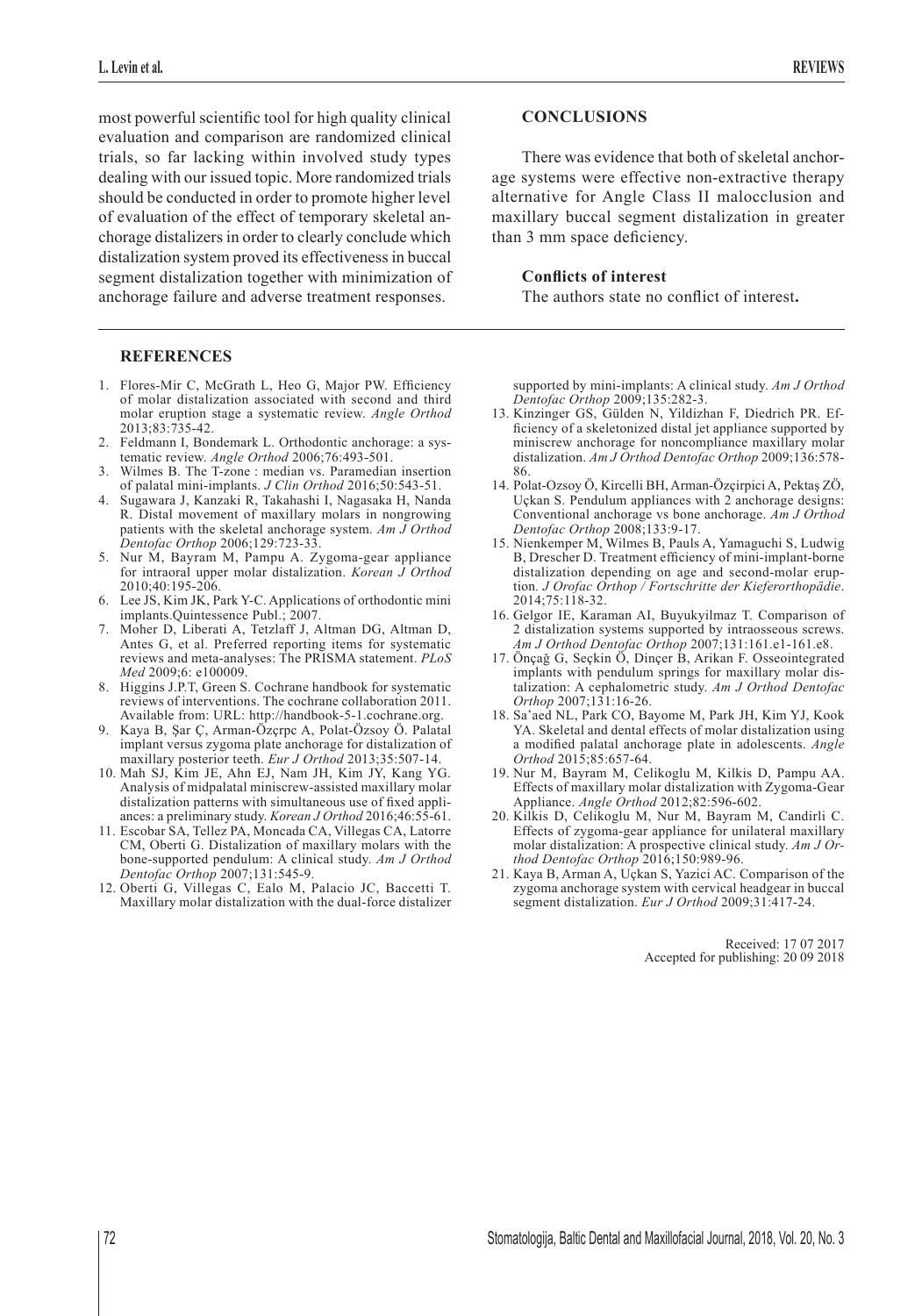most powerful scientific tool for high quality clinical evaluation and comparison are randomized clinical trials, so far lacking within involved study types dealing with our issued topic. More randomized trials should be conducted in order to promote higher level of evaluation of the effect of temporary skeletal anchorage distalizers in order to clearly conclude which distalization system proved its effectiveness in buccal segment distalization together with minimization of anchorage failure and adverse treatment responses.

## CONCLUSIONS

There was evidence that both of skeletal anchorage systems were effective non-extractive therapy alternative for Angle Class II malocclusion and maxillary buccal segment distalization in greater than 3 mm space deficiency.

### Conflicts of interest

The authors state no conflict of interest.

## REFERENCES

1. Flores-Mir C, McGrath L, Heo G, Major PW. Efficiency of molar distalization associated with second and third molar eruption stage a systematic review. *Angle Orthod* 2013;83:735-42.
2. Feldmann I, Bondemark L. Orthodontic anchorage: a systematic review. *Angle Orthod* 2006;76:493-501.
3. Wilmes B. The T-zone : median vs. Paramedian insertion of palatal mini-implants. *J Clin Orthod* 2016;50:543-51.
4. Sugawara J, Kanzaki R, Takahashi I, Nagasaka H, Nanda R. Distal movement of maxillary molars in nongrowing patients with the skeletal anchorage system. *Am J Orthod Dentofac Orthop* 2006;129:723-33.
5. Nur M, Bayram M, Pampu A. Zygoma-gear appliance for intraoral upper molar distalization. *Korean J Orthod* 2010;40:195-206.
6. Lee JS, Kim JK, Park Y-C. Applications of orthodontic mini implants.Quintessence Publ.; 2007.
7. Moher D, Liberati A, Tetzlaff J, Altman DG, Altman D, Antes G, et al. Preferred reporting items for systematic reviews and meta-analyses: The PRISMA statement. *PLoS Med* 2009;6: e100009.
8. Higgins J.P.T, Green S. Cochrane handbook for systematic reviews of interventions. The cochrane collaboration 2011. Available from: URL: http://handbook-5-1.cochrane.org.
9. Kaya B, Şar Ç, Arman-Özçrpc A, Polat-Özsoy Ö. Palatal implant versus zygoma plate anchorage for distalization of maxillary posterior teeth. *Eur J Orthod* 2013;35:507-14.
10. Mah SJ, Kim JE, Ahn EJ, Nam JH, Kim JY, Kang YG. Analysis of midpalatal miniscrew-assisted maxillary molar distalization patterns with simultaneous use of fixed appliances: a preliminary study. *Korean J Orthod* 2016;46:55-61.
11. Escobar SA, Tellez PA, Moncada CA, Villegas CA, Latorre CM, Oberti G. Distalization of maxillary molars with the bone-supported pendulum: A clinical study. *Am J Orthod Dentofac Orthop* 2007;131:545-9.
12. Oberti G, Villegas C, Ealo M, Palacio JC, Baccetti T. Maxillary molar distalization with the dual-force distalizer supported by mini-implants: A clinical study. *Am J Orthod Dentofac Orthop* 2009;135:282-3.
13. Kinzinger GS, Gülden N, Yildizhan F, Diedrich PR. Efficiency of a skeletonized distal jet appliance supported by miniscrew anchorage for noncompliance maxillary molar distalization. *Am J Orthod Dentofac Orthop* 2009;136:578-86.
14. Polat-Ozsoy Ö, Kircelli BH, Arman-Özçirpici A, Pektaş ZÖ, Uçkan S. Pendulum appliances with 2 anchorage designs: Conventional anchorage vs bone anchorage. *Am J Orthod Dentofac Orthop* 2008;133:9-17.
15. Nienkemper M, Wilmes B, Pauls A, Yamaguchi S, Ludwig B, Drescher D. Treatment efficiency of mini-implant-borne distalization depending on age and second-molar eruption. *J Orofac Orthop / Fortschritte der Kieferorthopädie*. 2014;75:118-32.
16. Gelgor IE, Karaman AI, Buyukyilmaz T. Comparison of 2 distalization systems supported by intraosseous screws. *Am J Orthod Dentofac Orthop* 2007;131:161.e1-161.e8.
17. Önçağ G, Seçkin Ö, Dinçer B, Arikan F. Osseointegrated implants with pendulum springs for maxillary molar distalization: A cephalometric study. *Am J Orthod Dentofac Orthop* 2007;131:16-26.
18. Sa'aed NL, Park CO, Bayome M, Park JH, Kim YJ, Kook YA. Skeletal and dental effects of molar distalization using a modified palatal anchorage plate in adolescents. *Angle Orthod* 2015;85:657-64.
19. Nur M, Bayram M, Celikoglu M, Kilkis D, Pampu AA. Effects of maxillary molar distalization with Zygoma-Gear Appliance. *Angle Orthod* 2012;82:596-602.
20. Kilkis D, Celikoglu M, Nur M, Bayram M, Candirli C. Effects of zygoma-gear appliance for unilateral maxillary molar distalization: A prospective clinical study. *Am J Orthod Dentofac Orthop* 2016;150:989-96.
21. Kaya B, Arman A, Uçkan S, Yazici AC. Comparison of the zygoma anchorage system with cervical headgear in buccal segment distalization. *Eur J Orthod* 2009;31:417-24.

Received: 17 07 2017
Accepted for publishing: 20 09 2018